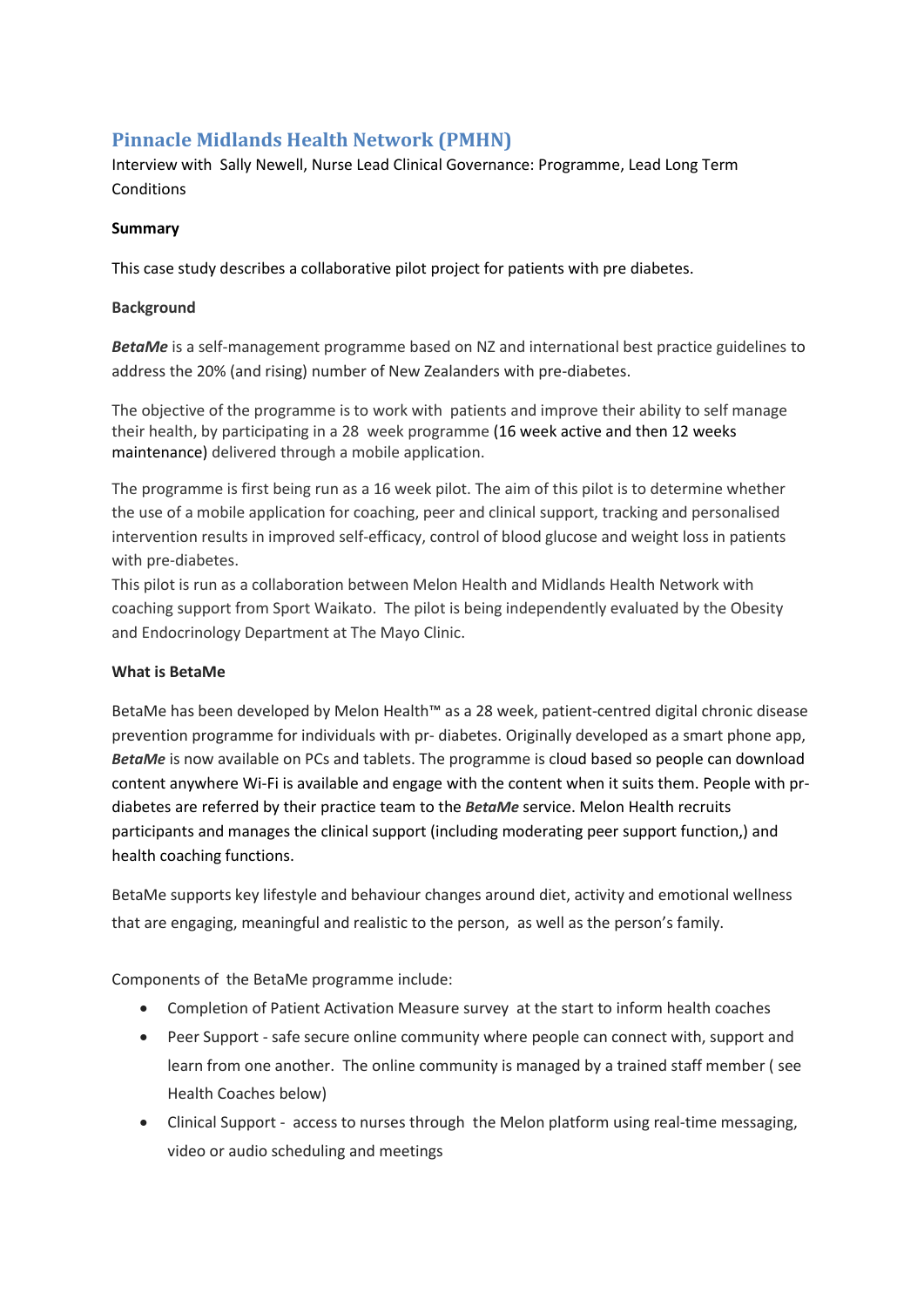## Pinnacle Midlands Health Network (PMHN)

Interview with Sally Newell, Nurse Lead Clinical Governance: Programme, Lead Long Term Conditions

**Summary**

This case study describes a collaborative pilot project for patients with pre diabetes.

**Background**

***BetaMe*** is a self-management programme based on NZ and international best practice guidelines to address the 20% (and rising) number of New Zealanders with pre-diabetes.

The objective of the programme is to work with patients and improve their ability to self manage their health, by participating in a 28 week programme (16 week active and then 12 weeks maintenance) delivered through a mobile application.

The programme is first being run as a 16 week pilot. The aim of this pilot is to determine whether the use of a mobile application for coaching, peer and clinical support, tracking and personalised intervention results in improved self-efficacy, control of blood glucose and weight loss in patients with pre-diabetes.

This pilot is run as a collaboration between Melon Health and Midlands Health Network with coaching support from Sport Waikato. The pilot is being independently evaluated by the Obesity and Endocrinology Department at The Mayo Clinic.

**What is BetaMe**

BetaMe has been developed by Melon Health™ as a 28 week, patient-centred digital chronic disease prevention programme for individuals with pr- diabetes. Originally developed as a smart phone app, ***BetaMe*** is now available on PCs and tablets. The programme is cloud based so people can download content anywhere Wi-Fi is available and engage with the content when it suits them. People with pr-diabetes are referred by their practice team to the ***BetaMe*** service. Melon Health recruits participants and manages the clinical support (including moderating peer support function,) and health coaching functions.

BetaMe supports key lifestyle and behaviour changes around diet, activity and emotional wellness that are engaging, meaningful and realistic to the person, as well as the person's family.

Components of the BetaMe programme include:

- Completion of Patient Activation Measure survey at the start to inform health coaches
- Peer Support - safe secure online community where people can connect with, support and learn from one another. The online community is managed by a trained staff member ( see Health Coaches below)
- Clinical Support - access to nurses through the Melon platform using real-time messaging, video or audio scheduling and meetings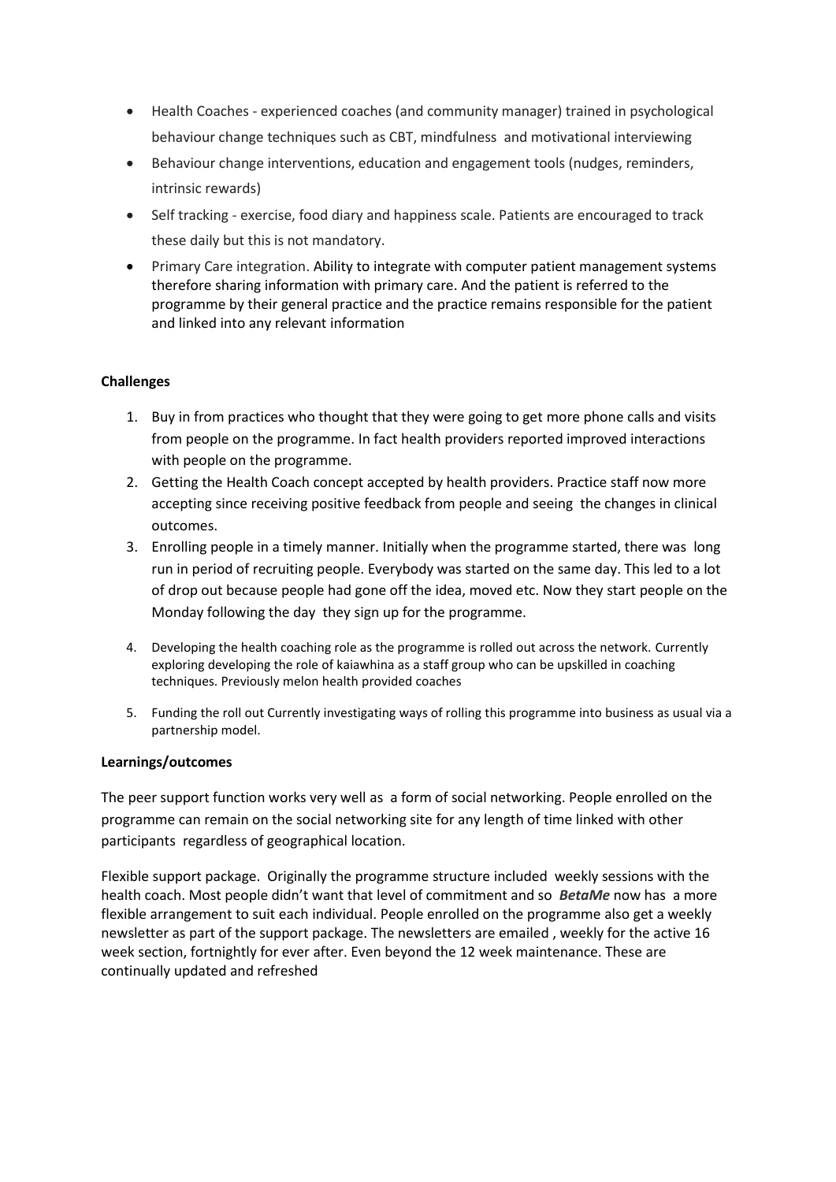- Health Coaches - experienced coaches (and community manager) trained in psychological behaviour change techniques such as CBT, mindfulness and motivational interviewing
- Behaviour change interventions, education and engagement tools (nudges, reminders, intrinsic rewards)
- Self tracking - exercise, food diary and happiness scale. Patients are encouraged to track these daily but this is not mandatory.
- Primary Care integration. Ability to integrate with computer patient management systems therefore sharing information with primary care. And the patient is referred to the programme by their general practice and the practice remains responsible for the patient and linked into any relevant information

**Challenges**

1. Buy in from practices who thought that they were going to get more phone calls and visits from people on the programme. In fact health providers reported improved interactions with people on the programme.
2. Getting the Health Coach concept accepted by health providers. Practice staff now more accepting since receiving positive feedback from people and seeing the changes in clinical outcomes.
3. Enrolling people in a timely manner. Initially when the programme started, there was long run in period of recruiting people. Everybody was started on the same day. This led to a lot of drop out because people had gone off the idea, moved etc. Now they start people on the Monday following the day they sign up for the programme.
4. Developing the health coaching role as the programme is rolled out across the network. Currently exploring developing the role of kaiawhina as a staff group who can be upskilled in coaching techniques. Previously melon health provided coaches
5. Funding the roll out Currently investigating ways of rolling this programme into business as usual via a partnership model.

**Learnings/outcomes**

The peer support function works very well as a form of social networking. People enrolled on the programme can remain on the social networking site for any length of time linked with other participants regardless of geographical location.

Flexible support package. Originally the programme structure included weekly sessions with the health coach. Most people didn't want that level of commitment and so ***BetaMe*** now has a more flexible arrangement to suit each individual. People enrolled on the programme also get a weekly newsletter as part of the support package. The newsletters are emailed , weekly for the active 16 week section, fortnightly for ever after. Even beyond the 12 week maintenance. These are continually updated and refreshed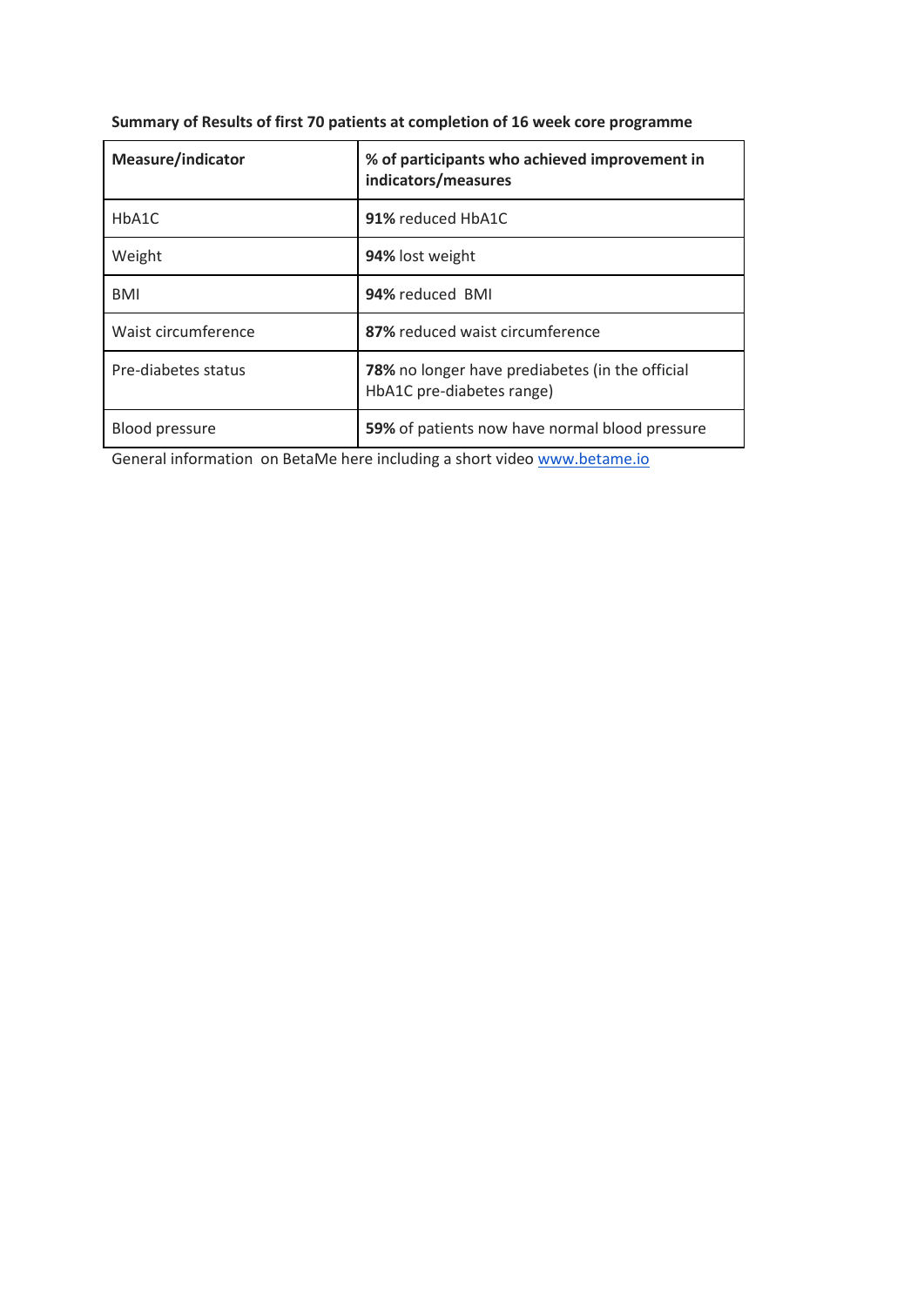**Summary of Results of first 70 patients at completion of 16 week core programme**

| Measure/indicator | % of participants who achieved improvement in indicators/measures |
|---|---|
| HbA1C | **91%** reduced HbA1C |
| Weight | **94%** lost weight |
| BMI | **94%** reduced BMI |
| Waist circumference | **87%** reduced waist circumference |
| Pre-diabetes status | **78%** no longer have prediabetes (in the official HbA1C pre-diabetes range) |
| Blood pressure | **59%** of patients now have normal blood pressure |

General information on BetaMe here including a short video [www.betame.io](www.betame.io)